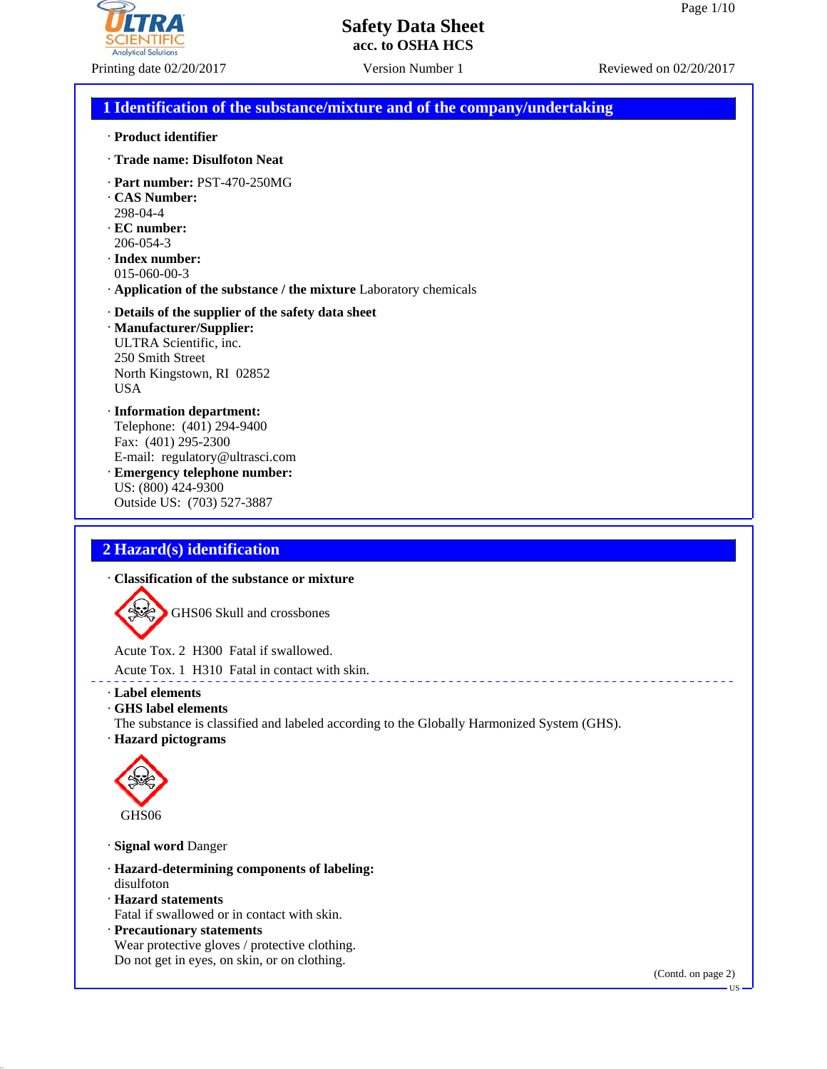# Safety Data Sheet
**acc. to OSHA HCS**

Printing date 02/20/2017 Version Number 1 Reviewed on 02/20/2017

## 1 Identification of the substance/mixture and of the company/undertaking

· **Product identifier**

· **Trade name: Disulfoton Neat**

· **Part number:** PST-470-250MG
· **CAS Number:**
298-04-4
· **EC number:**
206-054-3
· **Index number:**
015-060-00-3
· **Application of the substance / the mixture** Laboratory chemicals

· **Details of the supplier of the safety data sheet**
· **Manufacturer/Supplier:**
ULTRA Scientific, inc.
250 Smith Street
North Kingstown, RI 02852
USA

· **Information department:**
Telephone: (401) 294-9400
Fax: (401) 295-2300
E-mail: regulatory@ultrasci.com
· **Emergency telephone number:**
US: (800) 424-9300
Outside US: (703) 527-3887

## 2 Hazard(s) identification

· **Classification of the substance or mixture**

GHS06 Skull and crossbones

Acute Tox. 2 H300 Fatal if swallowed.

Acute Tox. 1 H310 Fatal in contact with skin.

· **Label elements**
· **GHS label elements**
The substance is classified and labeled according to the Globally Harmonized System (GHS).
· **Hazard pictograms**

GHS06

· **Signal word** Danger

· **Hazard-determining components of labeling:**
disulfoton
· **Hazard statements**
Fatal if swallowed or in contact with skin.
· **Precautionary statements**
Wear protective gloves / protective clothing.
Do not get in eyes, on skin, or on clothing.

(Contd. on page 2)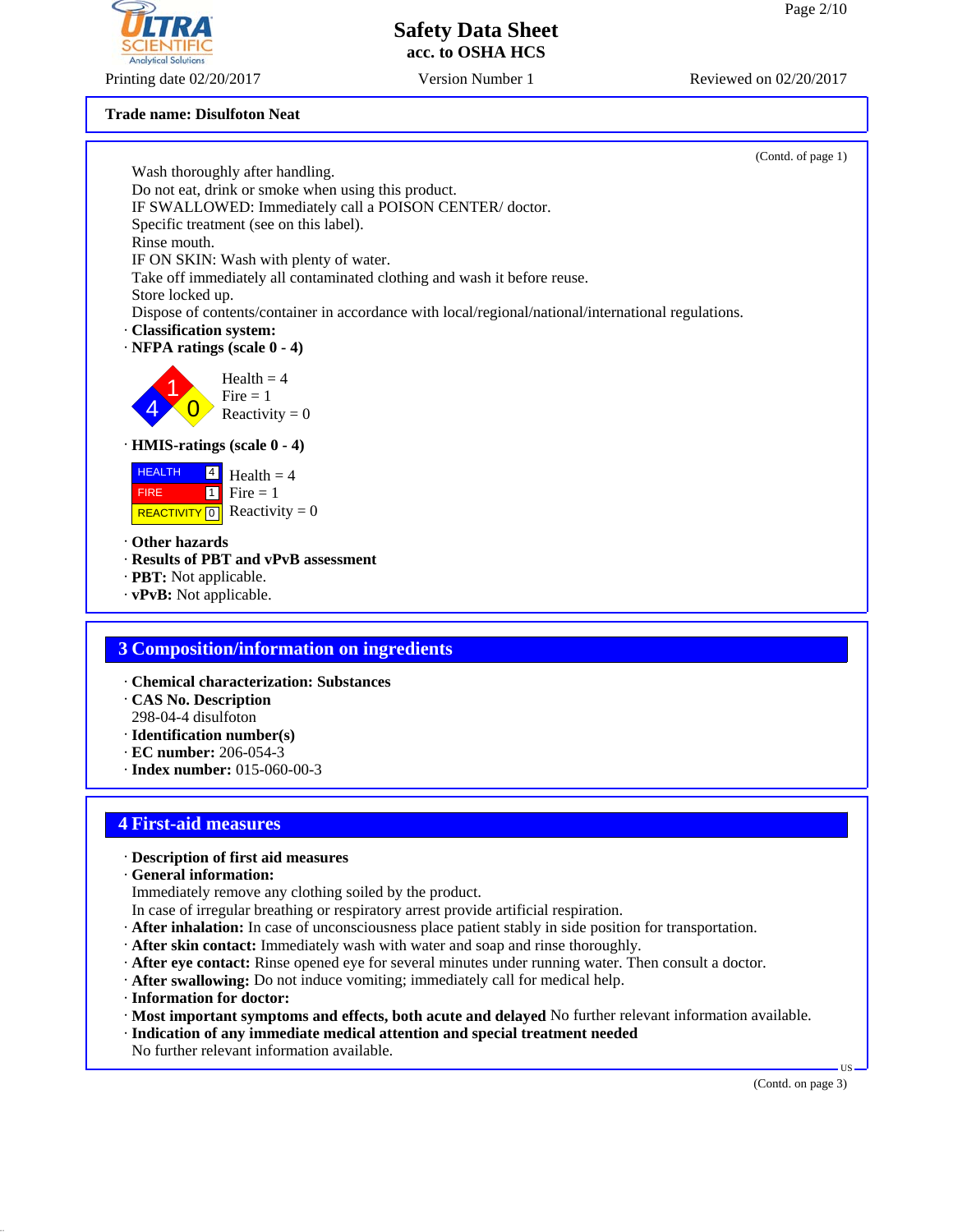**Trade name: Disulfoton Neat**

(Contd. of page 1)

Wash thoroughly after handling.
Do not eat, drink or smoke when using this product.
IF SWALLOWED: Immediately call a POISON CENTER/ doctor.
Specific treatment (see on this label).
Rinse mouth.
IF ON SKIN: Wash with plenty of water.
Take off immediately all contaminated clothing and wash it before reuse.
Store locked up.
Dispose of contents/container in accordance with local/regional/national/international regulations.

· **Classification system:**

· **NFPA ratings (scale 0 - 4)**

Health = 4
Fire = 1
Reactivity = 0

· **HMIS-ratings (scale 0 - 4)**

| | | |
|---|---|---|
| HEALTH | 4 | Health = 4 |
| FIRE | 1 | Fire = 1 |
| REACTIVITY | 0 | Reactivity = 0 |

· **Other hazards**
· **Results of PBT and vPvB assessment**
· **PBT:** Not applicable.
· **vPvB:** Not applicable.

## 3 Composition/information on ingredients

· **Chemical characterization: Substances**
· **CAS No. Description**
298-04-4 disulfoton
· **Identification number(s)**
· **EC number:** 206-054-3
· **Index number:** 015-060-00-3

## 4 First-aid measures

· **Description of first aid measures**
· **General information:**
Immediately remove any clothing soiled by the product.
In case of irregular breathing or respiratory arrest provide artificial respiration.
· **After inhalation:** In case of unconsciousness place patient stably in side position for transportation.
· **After skin contact:** Immediately wash with water and soap and rinse thoroughly.
· **After eye contact:** Rinse opened eye for several minutes under running water. Then consult a doctor.
· **After swallowing:** Do not induce vomiting; immediately call for medical help.
· **Information for doctor:**
· **Most important symptoms and effects, both acute and delayed** No further relevant information available.
· **Indication of any immediate medical attention and special treatment needed**
No further relevant information available.

(Contd. on page 3)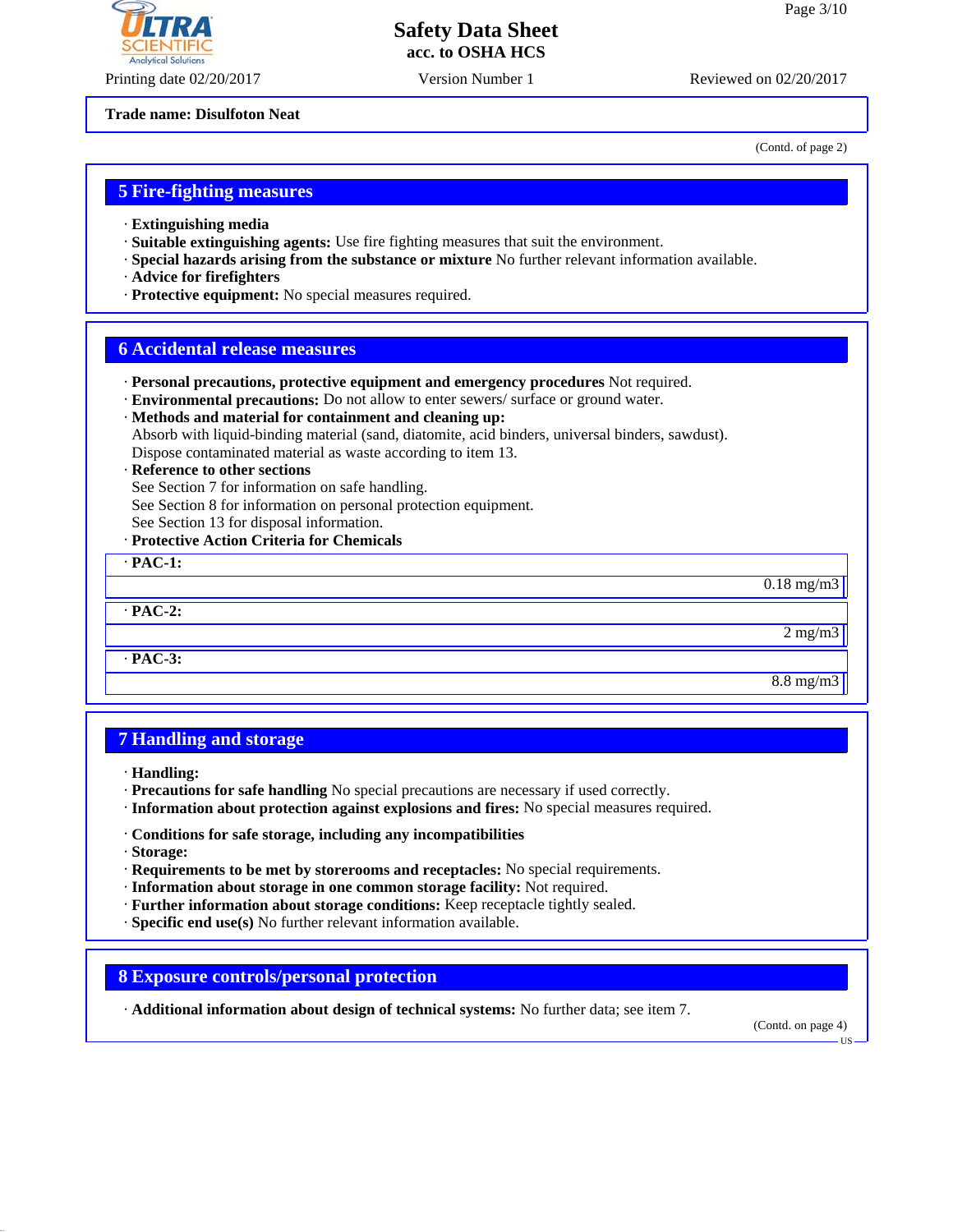**Trade name: Disulfoton Neat**

(Contd. of page 2)

## 5 Fire-fighting measures

· **Extinguishing media**
· **Suitable extinguishing agents:** Use fire fighting measures that suit the environment.
· **Special hazards arising from the substance or mixture** No further relevant information available.
· **Advice for firefighters**
· **Protective equipment:** No special measures required.

## 6 Accidental release measures

· **Personal precautions, protective equipment and emergency procedures** Not required.
· **Environmental precautions:** Do not allow to enter sewers/ surface or ground water.
· **Methods and material for containment and cleaning up:**
Absorb with liquid-binding material (sand, diatomite, acid binders, universal binders, sawdust).
Dispose contaminated material as waste according to item 13.
· **Reference to other sections**
See Section 7 for information on safe handling.
See Section 8 for information on personal protection equipment.
See Section 13 for disposal information.
· **Protective Action Criteria for Chemicals**

| · **PAC-1:** | |
|---|---|
| | 0.18 mg/m3 |
| · **PAC-2:** | |
| | 2 mg/m3 |
| · **PAC-3:** | |
| | 8.8 mg/m3 |

## 7 Handling and storage

· **Handling:**
· **Precautions for safe handling** No special precautions are necessary if used correctly.
· **Information about protection against explosions and fires:** No special measures required.

· **Conditions for safe storage, including any incompatibilities**
· **Storage:**
· **Requirements to be met by storerooms and receptacles:** No special requirements.
· **Information about storage in one common storage facility:** Not required.
· **Further information about storage conditions:** Keep receptacle tightly sealed.
· **Specific end use(s)** No further relevant information available.

## 8 Exposure controls/personal protection

· **Additional information about design of technical systems:** No further data; see item 7.

(Contd. on page 4)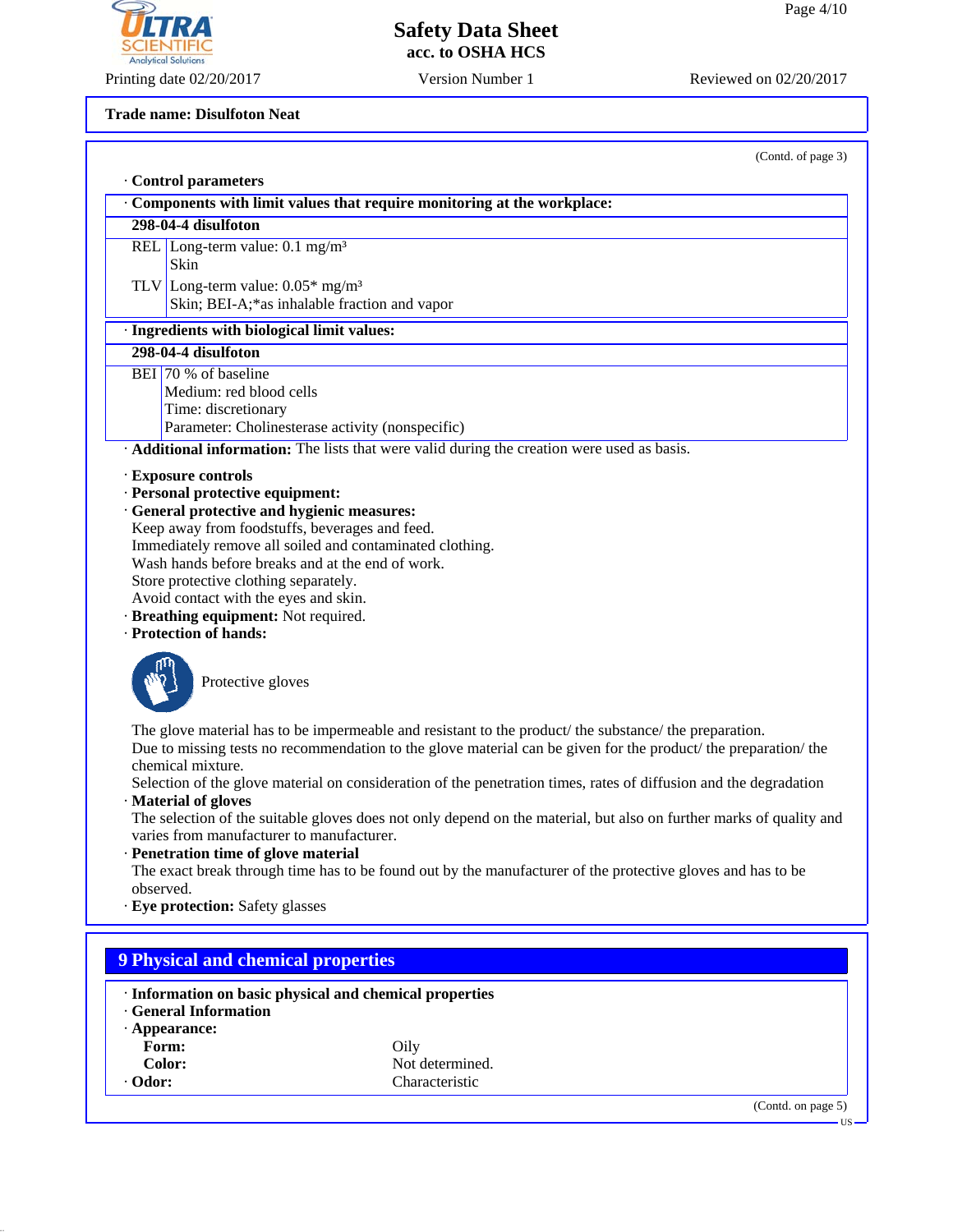**Trade name: Disulfoton Neat**

(Contd. of page 3)

· **Control parameters**

| · **Components with limit values that require monitoring at the workplace:** | |
|---|---|
| **298-04-4 disulfoton** | |
| REL | Long-term value: 0.1 mg/m³<br>Skin |
| TLV | Long-term value: 0.05* mg/m³<br>Skin; BEI-A;*as inhalable fraction and vapor |

| · **Ingredients with biological limit values:** | |
|---|---|
| **298-04-4 disulfoton** | |
| BEI | 70 % of baseline<br>Medium: red blood cells<br>Time: discretionary<br>Parameter: Cholinesterase activity (nonspecific) |

· **Additional information:** The lists that were valid during the creation were used as basis.

· **Exposure controls**
· **Personal protective equipment:**
· **General protective and hygienic measures:**
Keep away from foodstuffs, beverages and feed.
Immediately remove all soiled and contaminated clothing.
Wash hands before breaks and at the end of work.
Store protective clothing separately.
Avoid contact with the eyes and skin.
· **Breathing equipment:** Not required.
· **Protection of hands:**

Protective gloves

The glove material has to be impermeable and resistant to the product/ the substance/ the preparation.
Due to missing tests no recommendation to the glove material can be given for the product/ the preparation/ the chemical mixture.
Selection of the glove material on consideration of the penetration times, rates of diffusion and the degradation
· **Material of gloves**
The selection of the suitable gloves does not only depend on the material, but also on further marks of quality and varies from manufacturer to manufacturer.
· **Penetration time of glove material**
The exact break through time has to be found out by the manufacturer of the protective gloves and has to be observed.
· **Eye protection:** Safety glasses

## 9 Physical and chemical properties

· **Information on basic physical and chemical properties**
· **General Information**
· **Appearance:**

| | |
|---|---|
| **Form:** | Oily |
| **Color:** | Not determined. |
| · **Odor:** | Characteristic |

(Contd. on page 5)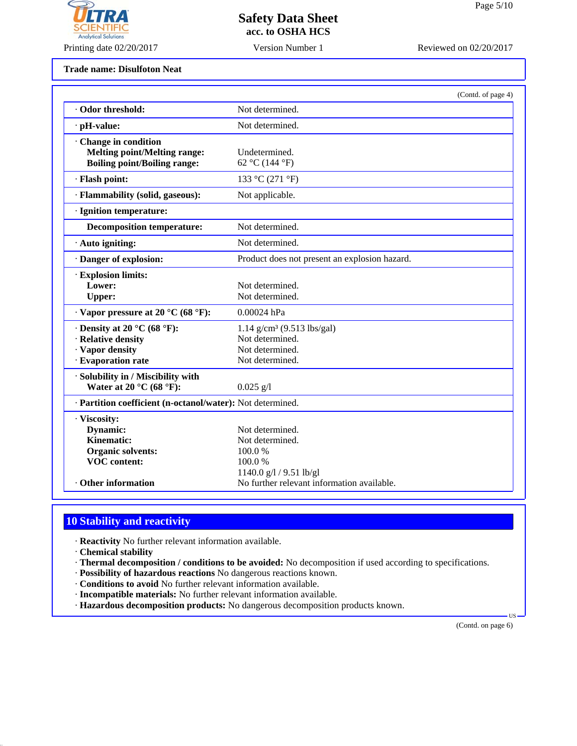**Trade name: Disulfoton Neat**

(Contd. of page 4)

| | |
|---|---|
| · **Odor threshold:** | Not determined. |
| · **pH-value:** | Not determined. |
| · **Change in condition** | |
| **Melting point/Melting range:** | Undetermined. |
| **Boiling point/Boiling range:** | 62 °C (144 °F) |
| · **Flash point:** | 133 °C (271 °F) |
| · **Flammability (solid, gaseous):** | Not applicable. |
| · **Ignition temperature:** | |
| **Decomposition temperature:** | Not determined. |
| · **Auto igniting:** | Not determined. |
| · **Danger of explosion:** | Product does not present an explosion hazard. |
| · **Explosion limits:** | |
| **Lower:** | Not determined. |
| **Upper:** | Not determined. |
| · **Vapor pressure at 20 °C (68 °F):** | 0.00024 hPa |
| · **Density at 20 °C (68 °F):** | 1.14 g/cm³ (9.513 lbs/gal) |
| · **Relative density** | Not determined. |
| · **Vapor density** | Not determined. |
| · **Evaporation rate** | Not determined. |
| · **Solubility in / Miscibility with** | |
| **Water at 20 °C (68 °F):** | 0.025 g/l |
| · **Partition coefficient (n-octanol/water):** | Not determined. |
| · **Viscosity:** | |
| **Dynamic:** | Not determined. |
| **Kinematic:** | Not determined. |
| **Organic solvents:** | 100.0 % |
| **VOC content:** | 100.0 % |
| | 1140.0 g/l / 9.51 lb/gl |
| · **Other information** | No further relevant information available. |

## 10 Stability and reactivity

· **Reactivity** No further relevant information available.
· **Chemical stability**
· **Thermal decomposition / conditions to be avoided:** No decomposition if used according to specifications.
· **Possibility of hazardous reactions** No dangerous reactions known.
· **Conditions to avoid** No further relevant information available.
· **Incompatible materials:** No further relevant information available.
· **Hazardous decomposition products:** No dangerous decomposition products known.

(Contd. on page 6)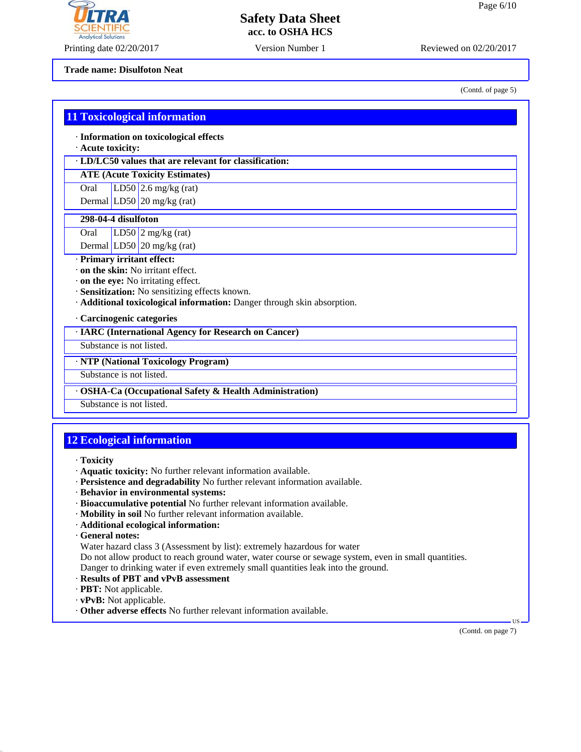**Trade name: Disulfoton Neat**

(Contd. of page 5)

## 11 Toxicological information

· **Information on toxicological effects**
· **Acute toxicity:**

· **LD/LC50 values that are relevant for classification:**

| **ATE (Acute Toxicity Estimates)** | | |
|---|---|---|
| Oral | LD50 | 2.6 mg/kg (rat) |
| Dermal | LD50 | 20 mg/kg (rat) |

| **298-04-4 disulfoton** | | |
|---|---|---|
| Oral | LD50 | 2 mg/kg (rat) |
| Dermal | LD50 | 20 mg/kg (rat) |

· **Primary irritant effect:**
· **on the skin:** No irritant effect.
· **on the eye:** No irritating effect.
· **Sensitization:** No sensitizing effects known.
· **Additional toxicological information:** Danger through skin absorption.

· **Carcinogenic categories**

· **IARC (International Agency for Research on Cancer)**

Substance is not listed.

· **NTP (National Toxicology Program)**

Substance is not listed.

· **OSHA-Ca (Occupational Safety & Health Administration)**

Substance is not listed.

## 12 Ecological information

· **Toxicity**
· **Aquatic toxicity:** No further relevant information available.
· **Persistence and degradability** No further relevant information available.
· **Behavior in environmental systems:**
· **Bioaccumulative potential** No further relevant information available.
· **Mobility in soil** No further relevant information available.
· **Additional ecological information:**
· **General notes:**
Water hazard class 3 (Assessment by list): extremely hazardous for water
Do not allow product to reach ground water, water course or sewage system, even in small quantities.
Danger to drinking water if even extremely small quantities leak into the ground.
· **Results of PBT and vPvB assessment**
· **PBT:** Not applicable.
· **vPvB:** Not applicable.
· **Other adverse effects** No further relevant information available.

(Contd. on page 7)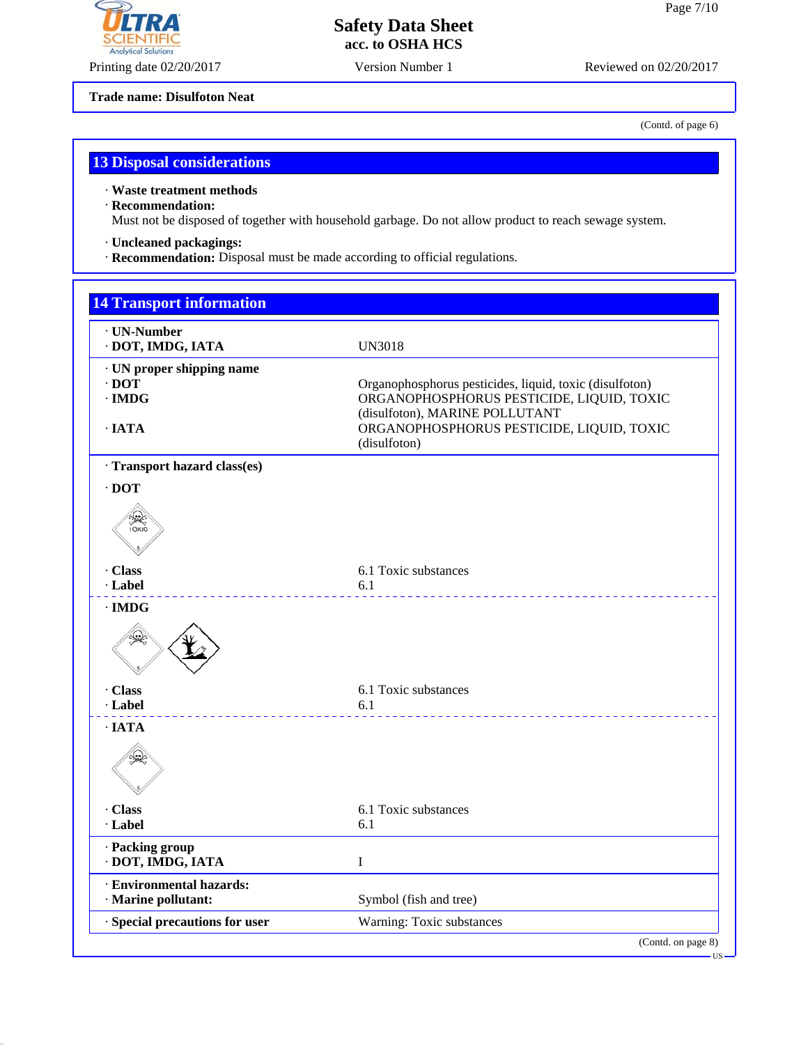Trade name: Disulfoton Neat

(Contd. of page 6)

## 13 Disposal considerations

· **Waste treatment methods**
· **Recommendation:**
Must not be disposed of together with household garbage. Do not allow product to reach sewage system.

· **Uncleaned packagings:**
· **Recommendation:** Disposal must be made according to official regulations.

## 14 Transport information

· **UN-Number**
· **DOT, IMDG, IATA** — UN3018

· **UN proper shipping name**
· **DOT** — Organophosphorus pesticides, liquid, toxic (disulfoton)
· **IMDG** — ORGANOPHOSPHORUS PESTICIDE, LIQUID, TOXIC (disulfoton), MARINE POLLUTANT
· **IATA** — ORGANOPHOSPHORUS PESTICIDE, LIQUID, TOXIC (disulfoton)

· **Transport hazard class(es)**

· **DOT**

· **Class** — 6.1 Toxic substances
· **Label** — 6.1

· **IMDG**

· **Class** — 6.1 Toxic substances
· **Label** — 6.1

· **IATA**

· **Class** — 6.1 Toxic substances
· **Label** — 6.1

· **Packing group**
· **DOT, IMDG, IATA** — I

· **Environmental hazards:**
· **Marine pollutant:** — Symbol (fish and tree)

· **Special precautions for user** — Warning: Toxic substances

(Contd. on page 8)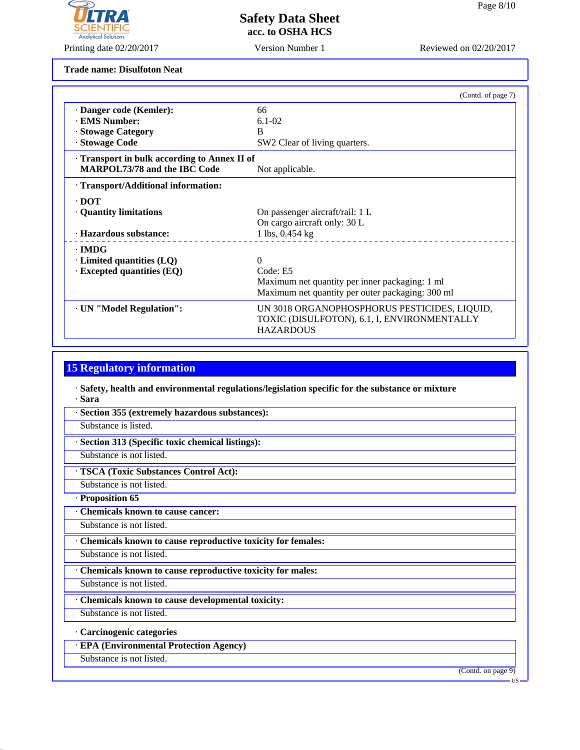**Trade name: Disulfoton Neat**

(Contd. of page 7)

| | |
|---|---|
| · **Danger code (Kemler):** | 66 |
| · **EMS Number:** | 6.1-02 |
| · **Stowage Category** | B |
| · **Stowage Code** | SW2 Clear of living quarters. |
| · **Transport in bulk according to Annex II of MARPOL73/78 and the IBC Code** | Not applicable. |
| · **Transport/Additional information:** | |
| · **DOT** | |
| · **Quantity limitations** | On passenger aircraft/rail: 1 L<br>On cargo aircraft only: 30 L |
| · **Hazardous substance:** | 1 lbs, 0.454 kg |
| · **IMDG** | |
| · **Limited quantities (LQ)** | 0 |
| · **Excepted quantities (EQ)** | Code: E5<br>Maximum net quantity per inner packaging: 1 ml<br>Maximum net quantity per outer packaging: 300 ml |
| · **UN "Model Regulation":** | UN 3018 ORGANOPHOSPHORUS PESTICIDES, LIQUID, TOXIC (DISULFOTON), 6.1, I, ENVIRONMENTALLY HAZARDOUS |

## 15 Regulatory information

· **Safety, health and environmental regulations/legislation specific for the substance or mixture**

· **Sara**

· **Section 355 (extremely hazardous substances):**

Substance is listed.

· **Section 313 (Specific toxic chemical listings):**

Substance is not listed.

· **TSCA (Toxic Substances Control Act):**

Substance is not listed.

· **Proposition 65**

· **Chemicals known to cause cancer:**

Substance is not listed.

· **Chemicals known to cause reproductive toxicity for females:**

Substance is not listed.

· **Chemicals known to cause reproductive toxicity for males:**

Substance is not listed.

· **Chemicals known to cause developmental toxicity:**

Substance is not listed.

· **Carcinogenic categories**

· **EPA (Environmental Protection Agency)**

Substance is not listed.

(Contd. on page 9)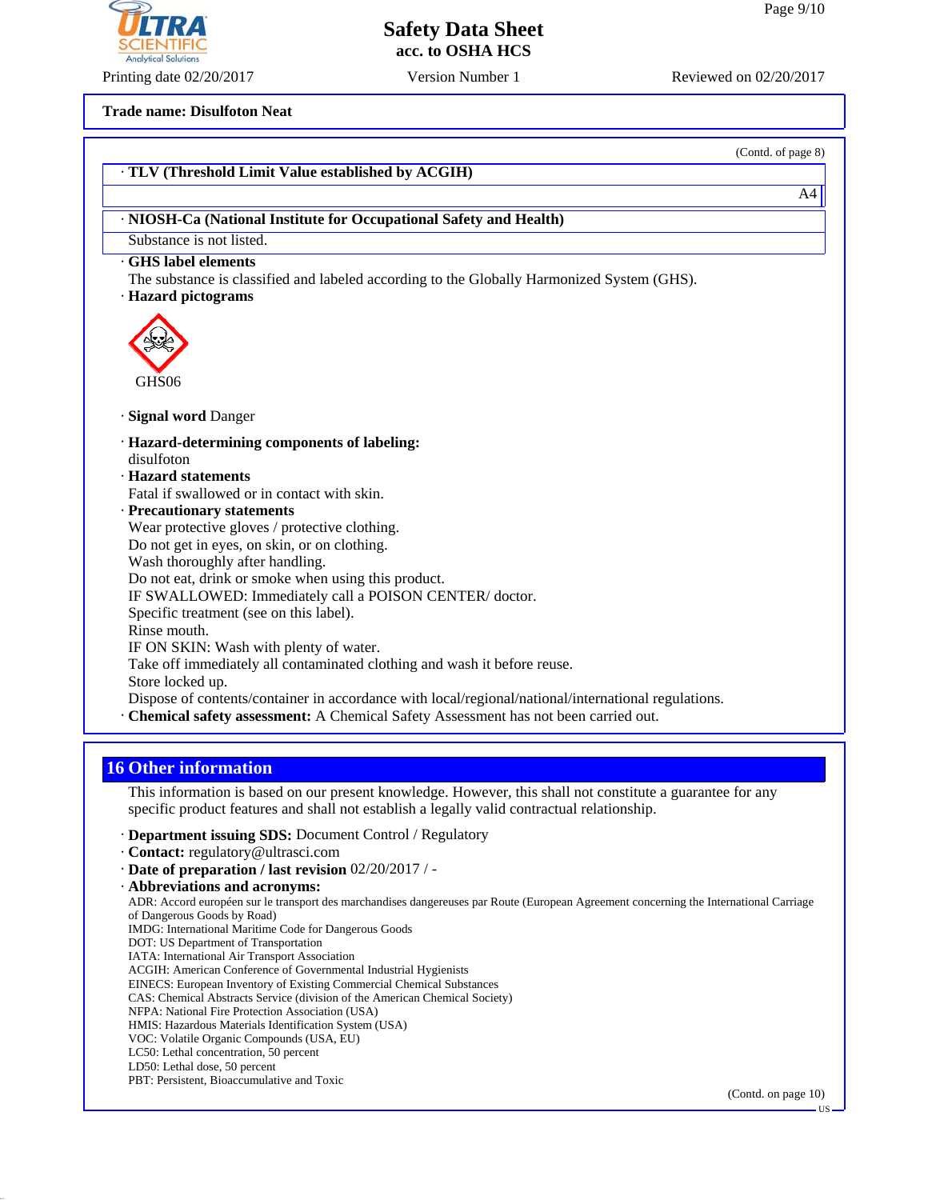**Trade name: Disulfoton Neat**

(Contd. of page 8)

| · TLV (Threshold Limit Value established by ACGIH) |
|---|
| A4 |

| · NIOSH-Ca (National Institute for Occupational Safety and Health) |
|---|
| Substance is not listed. |

· **GHS label elements**
The substance is classified and labeled according to the Globally Harmonized System (GHS).

· **Hazard pictograms**

GHS06

· **Signal word** Danger

· **Hazard-determining components of labeling:**
disulfoton

· **Hazard statements**
Fatal if swallowed or in contact with skin.

· **Precautionary statements**
Wear protective gloves / protective clothing.
Do not get in eyes, on skin, or on clothing.
Wash thoroughly after handling.
Do not eat, drink or smoke when using this product.
IF SWALLOWED: Immediately call a POISON CENTER/ doctor.
Specific treatment (see on this label).
Rinse mouth.
IF ON SKIN: Wash with plenty of water.
Take off immediately all contaminated clothing and wash it before reuse.
Store locked up.
Dispose of contents/container in accordance with local/regional/national/international regulations.

· **Chemical safety assessment:** A Chemical Safety Assessment has not been carried out.

## 16 Other information

This information is based on our present knowledge. However, this shall not constitute a guarantee for any specific product features and shall not establish a legally valid contractual relationship.

· **Department issuing SDS:** Document Control / Regulatory
· **Contact:** regulatory@ultrasci.com
· **Date of preparation / last revision** 02/20/2017 / -
· **Abbreviations and acronyms:**
ADR: Accord européen sur le transport des marchandises dangereuses par Route (European Agreement concerning the International Carriage of Dangerous Goods by Road)
IMDG: International Maritime Code for Dangerous Goods
DOT: US Department of Transportation
IATA: International Air Transport Association
ACGIH: American Conference of Governmental Industrial Hygienists
EINECS: European Inventory of Existing Commercial Chemical Substances
CAS: Chemical Abstracts Service (division of the American Chemical Society)
NFPA: National Fire Protection Association (USA)
HMIS: Hazardous Materials Identification System (USA)
VOC: Volatile Organic Compounds (USA, EU)
LC50: Lethal concentration, 50 percent
LD50: Lethal dose, 50 percent
PBT: Persistent, Bioaccumulative and Toxic

(Contd. on page 10)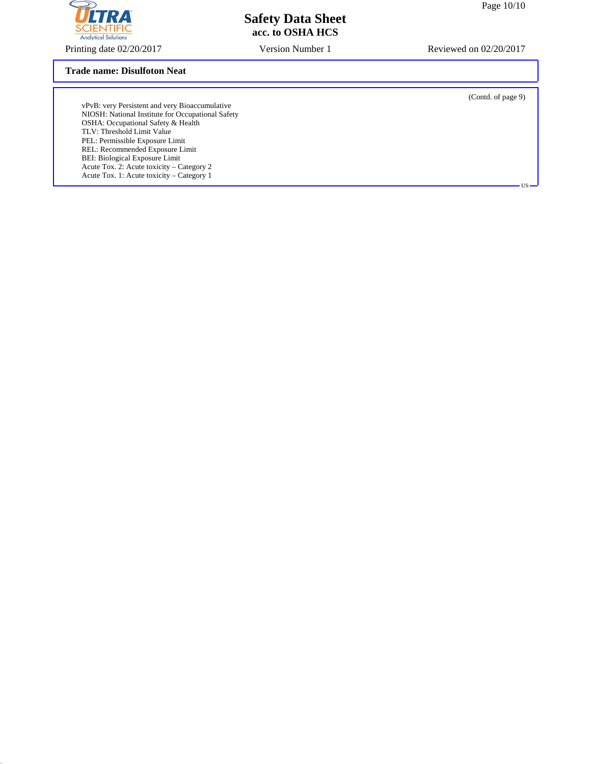vPvB: very Persistent and very Bioaccumulative
NIOSH: National Institute for Occupational Safety
OSHA: Occupational Safety & Health
TLV: Threshold Limit Value
PEL: Permissible Exposure Limit
REL: Recommended Exposure Limit
BEI: Biological Exposure Limit
Acute Tox. 2: Acute toxicity – Category 2
Acute Tox. 1: Acute toxicity – Category 1